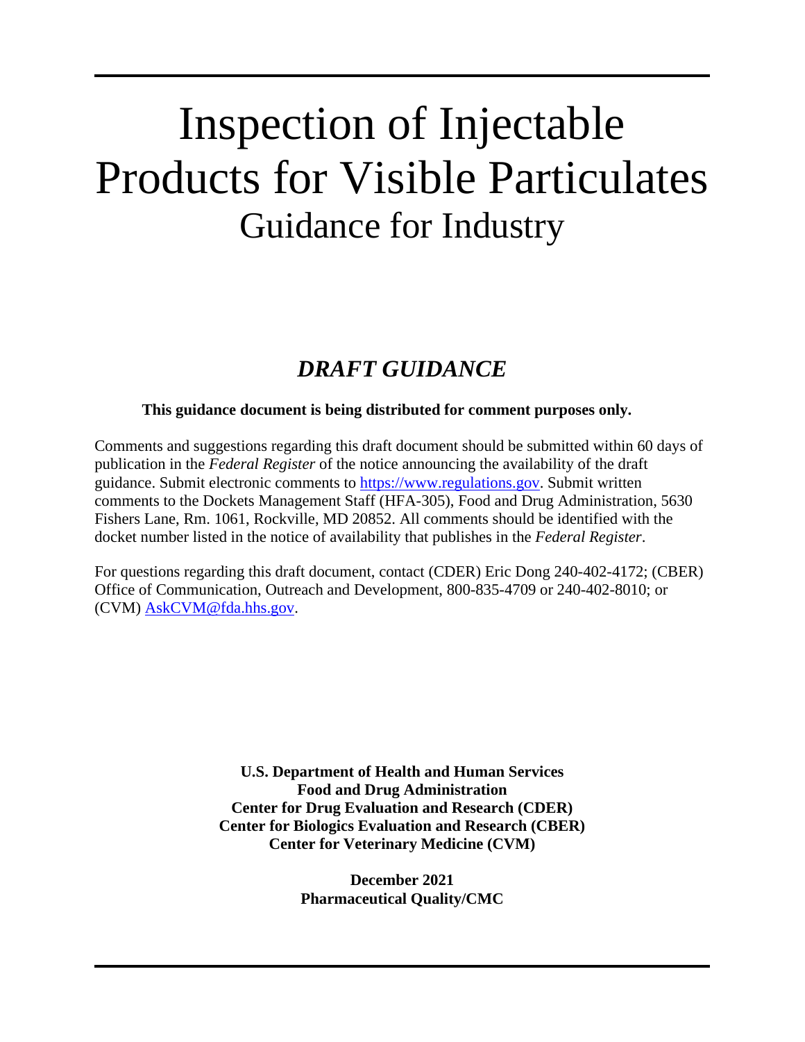# Inspection of Injectable Products for Visible Particulates

## Guidance for Industry

### *DRAFT GUIDANCE*

**This guidance document is being distributed for comment purposes only.**

Comments and suggestions regarding this draft document should be submitted within 60 days of publication in the *Federal Register* of the notice announcing the availability of the draft guidance. Submit electronic comments to https://www.regulations.gov. Submit written comments to the Dockets Management Staff (HFA-305), Food and Drug Administration, 5630 Fishers Lane, Rm. 1061, Rockville, MD 20852. All comments should be identified with the docket number listed in the notice of availability that publishes in the *Federal Register*.

For questions regarding this draft document, contact (CDER) Eric Dong 240-402-4172; (CBER) Office of Communication, Outreach and Development, 800-835-4709 or 240-402-8010; or (CVM) AskCVM@fda.hhs.gov.

**U.S. Department of Health and Human Services**
**Food and Drug Administration**
**Center for Drug Evaluation and Research (CDER)**
**Center for Biologics Evaluation and Research (CBER)**
**Center for Veterinary Medicine (CVM)**

**December 2021**
**Pharmaceutical Quality/CMC**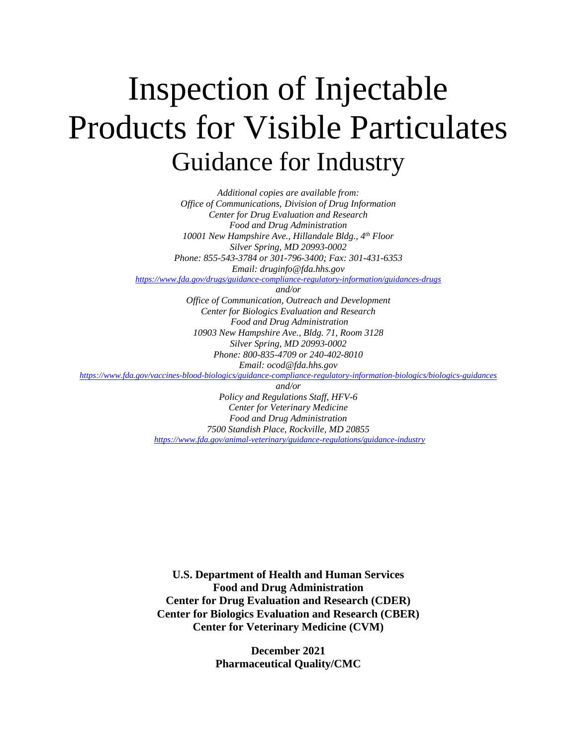# Inspection of Injectable Products for Visible Particulates

## Guidance for Industry

*Additional copies are available from:*
*Office of Communications, Division of Drug Information*
*Center for Drug Evaluation and Research*
*Food and Drug Administration*
*10001 New Hampshire Ave., Hillandale Bldg., 4th Floor*
*Silver Spring, MD 20993-0002*
*Phone: 855-543-3784 or 301-796-3400; Fax: 301-431-6353*
*Email: druginfo@fda.hhs.gov*
*https://www.fda.gov/drugs/guidance-compliance-regulatory-information/guidances-drugs*
*and/or*
*Office of Communication, Outreach and Development*
*Center for Biologics Evaluation and Research*
*Food and Drug Administration*
*10903 New Hampshire Ave., Bldg. 71, Room 3128*
*Silver Spring, MD 20993-0002*
*Phone: 800-835-4709 or 240-402-8010*
*Email: ocod@fda.hhs.gov*
*https://www.fda.gov/vaccines-blood-biologics/guidance-compliance-regulatory-information-biologics/biologics-guidances*
*and/or*
*Policy and Regulations Staff, HFV-6*
*Center for Veterinary Medicine*
*Food and Drug Administration*
*7500 Standish Place, Rockville, MD 20855*
*https://www.fda.gov/animal-veterinary/guidance-regulations/guidance-industry*

**U.S. Department of Health and Human Services**
**Food and Drug Administration**
**Center for Drug Evaluation and Research (CDER)**
**Center for Biologics Evaluation and Research (CBER)**
**Center for Veterinary Medicine (CVM)**

**December 2021**
**Pharmaceutical Quality/CMC**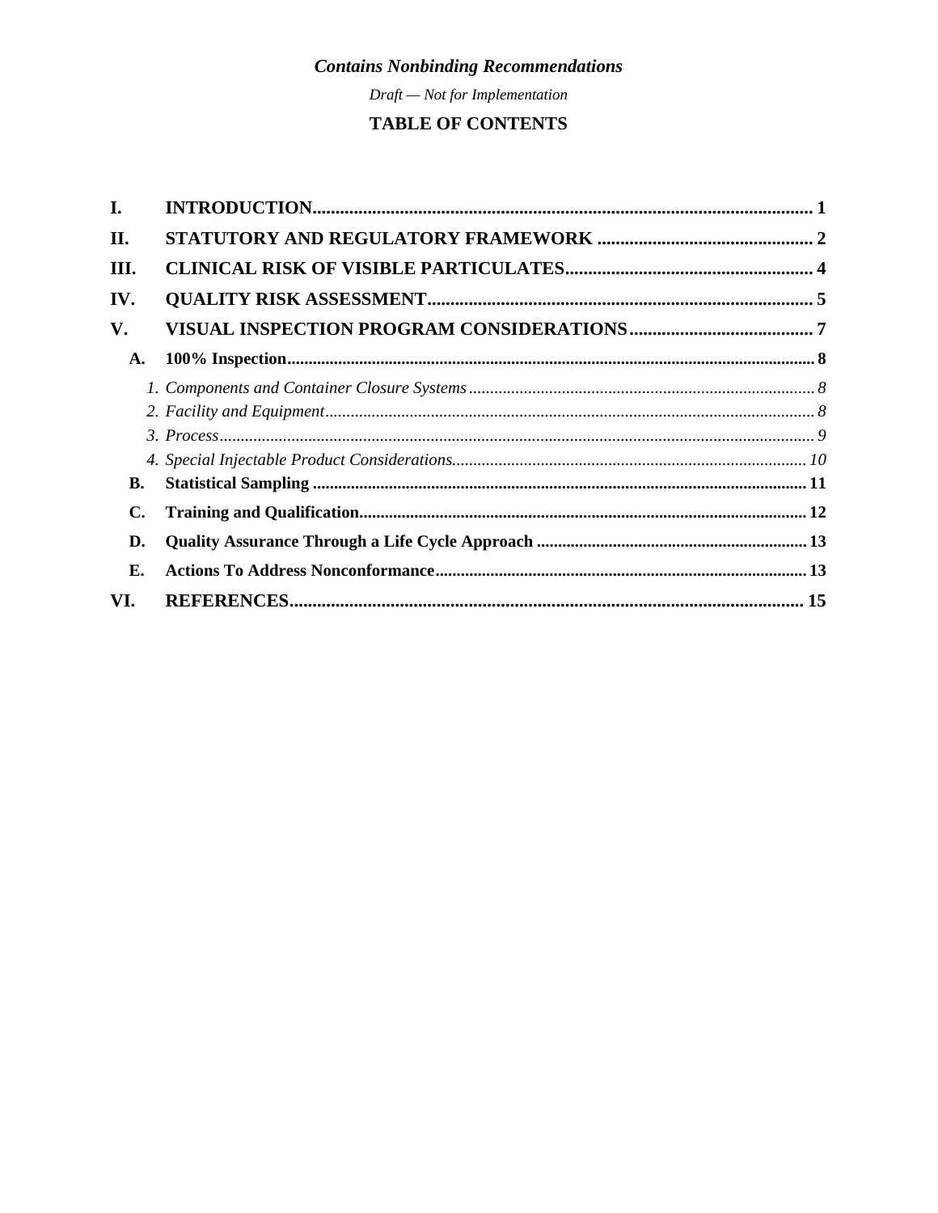*Contains Nonbinding Recommendations*

*Draft — Not for Implementation*

# TABLE OF CONTENTS

**I. INTRODUCTION** ..... 1

**II. STATUTORY AND REGULATORY FRAMEWORK** ..... 2

**III. CLINICAL RISK OF VISIBLE PARTICULATES** ..... 4

**IV. QUALITY RISK ASSESSMENT** ..... 5

**V. VISUAL INSPECTION PROGRAM CONSIDERATIONS** ..... 7

- **A. 100% Inspection** ..... 8
  - *1. Components and Container Closure Systems* ..... 8
  - *2. Facility and Equipment* ..... 8
  - *3. Process* ..... 9
  - *4. Special Injectable Product Considerations* ..... 10
- **B. Statistical Sampling** ..... 11
- **C. Training and Qualification** ..... 12
- **D. Quality Assurance Through a Life Cycle Approach** ..... 13
- **E. Actions To Address Nonconformance** ..... 13

**VI. REFERENCES** ..... 15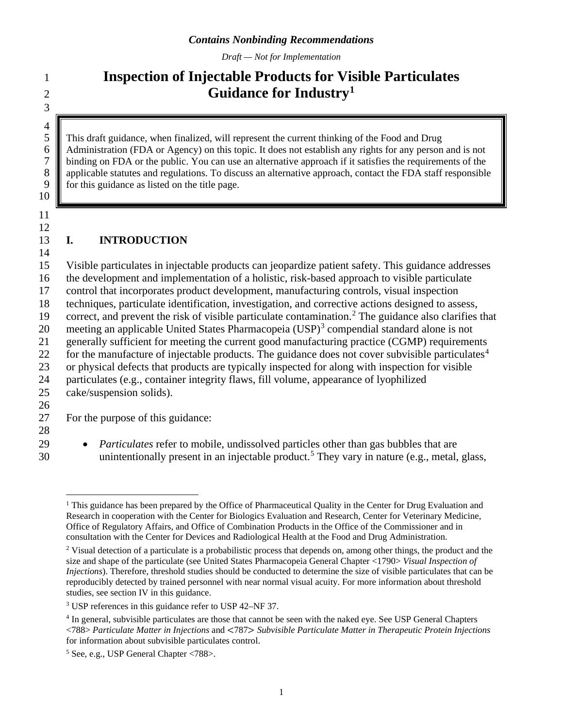*Contains Nonbinding Recommendations*

*Draft — Not for Implementation*

# Inspection of Injectable Products for Visible Particulates Guidance for Industry[1]

This draft guidance, when finalized, will represent the current thinking of the Food and Drug Administration (FDA or Agency) on this topic. It does not establish any rights for any person and is not binding on FDA or the public. You can use an alternative approach if it satisfies the requirements of the applicable statutes and regulations. To discuss an alternative approach, contact the FDA staff responsible for this guidance as listed on the title page.

## I. INTRODUCTION

Visible particulates in injectable products can jeopardize patient safety. This guidance addresses the development and implementation of a holistic, risk-based approach to visible particulate control that incorporates product development, manufacturing controls, visual inspection techniques, particulate identification, investigation, and corrective actions designed to assess, correct, and prevent the risk of visible particulate contamination.[2] The guidance also clarifies that meeting an applicable United States Pharmacopeia (USP)[3] compendial standard alone is not generally sufficient for meeting the current good manufacturing practice (CGMP) requirements for the manufacture of injectable products. The guidance does not cover subvisible particulates[4] or physical defects that products are typically inspected for along with inspection for visible particulates (e.g., container integrity flaws, fill volume, appearance of lyophilized cake/suspension solids).

For the purpose of this guidance:

- *Particulates* refer to mobile, undissolved particles other than gas bubbles that are unintentionally present in an injectable product.[5] They vary in nature (e.g., metal, glass,

---

[1] This guidance has been prepared by the Office of Pharmaceutical Quality in the Center for Drug Evaluation and Research in cooperation with the Center for Biologics Evaluation and Research, Center for Veterinary Medicine, Office of Regulatory Affairs, and Office of Combination Products in the Office of the Commissioner and in consultation with the Center for Devices and Radiological Health at the Food and Drug Administration.

[2] Visual detection of a particulate is a probabilistic process that depends on, among other things, the product and the size and shape of the particulate (see United States Pharmacopeia General Chapter <1790> *Visual Inspection of Injections*). Therefore, threshold studies should be conducted to determine the size of visible particulates that can be reproducibly detected by trained personnel with near normal visual acuity. For more information about threshold studies, see section IV in this guidance.

[3] USP references in this guidance refer to USP 42–NF 37.

[4] In general, subvisible particulates are those that cannot be seen with the naked eye. See USP General Chapters <788> *Particulate Matter in Injections* and <787> *Subvisible Particulate Matter in Therapeutic Protein Injections* for information about subvisible particulates control.

[5] See, e.g., USP General Chapter <788>.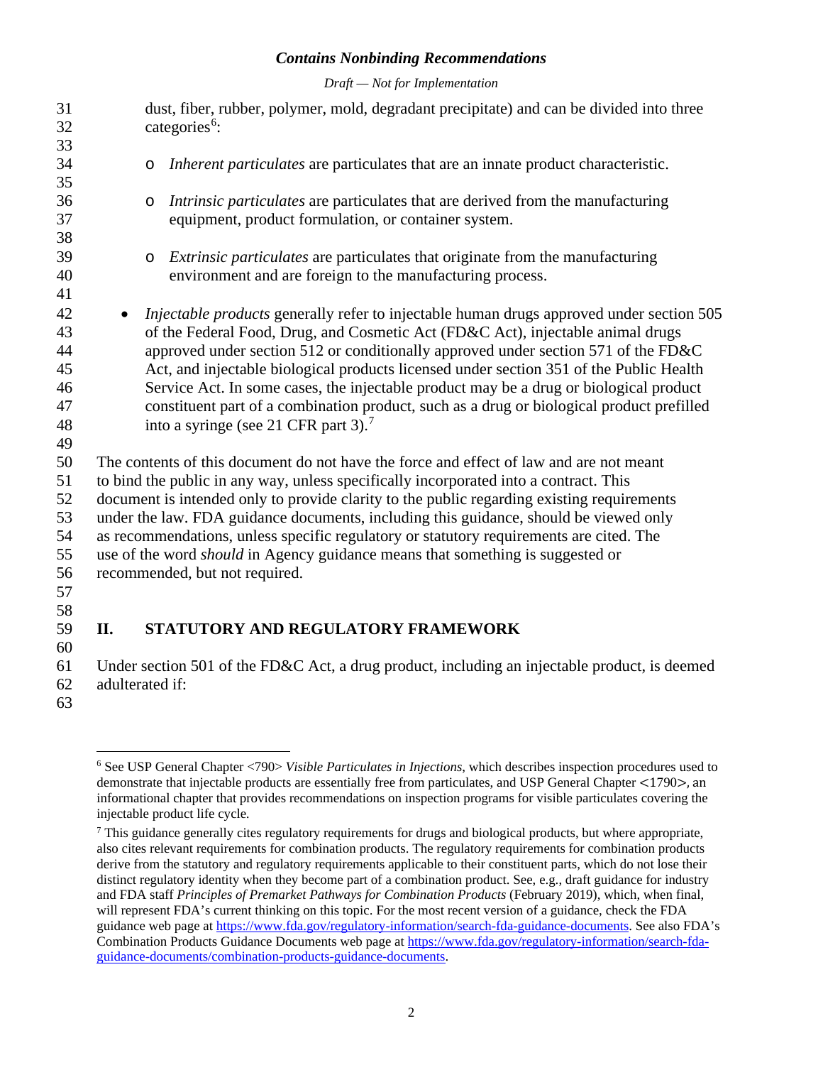dust, fiber, rubber, polymer, mold, degradant precipitate) and can be divided into three categories[6]:

  - *Inherent particulates* are particulates that are an innate product characteristic.

  - *Intrinsic particulates* are particulates that are derived from the manufacturing equipment, product formulation, or container system.

  - *Extrinsic particulates* are particulates that originate from the manufacturing environment and are foreign to the manufacturing process.

- *Injectable products* generally refer to injectable human drugs approved under section 505 of the Federal Food, Drug, and Cosmetic Act (FD&C Act), injectable animal drugs approved under section 512 or conditionally approved under section 571 of the FD&C Act, and injectable biological products licensed under section 351 of the Public Health Service Act. In some cases, the injectable product may be a drug or biological product constituent part of a combination product, such as a drug or biological product prefilled into a syringe (see 21 CFR part 3).[7]

The contents of this document do not have the force and effect of law and are not meant to bind the public in any way, unless specifically incorporated into a contract. This document is intended only to provide clarity to the public regarding existing requirements under the law. FDA guidance documents, including this guidance, should be viewed only as recommendations, unless specific regulatory or statutory requirements are cited. The use of the word *should* in Agency guidance means that something is suggested or recommended, but not required.

## II. STATUTORY AND REGULATORY FRAMEWORK

Under section 501 of the FD&C Act, a drug product, including an injectable product, is deemed adulterated if:

---

[6] See USP General Chapter <790> *Visible Particulates in Injections*, which describes inspection procedures used to demonstrate that injectable products are essentially free from particulates, and USP General Chapter <1790>, an informational chapter that provides recommendations on inspection programs for visible particulates covering the injectable product life cycle.

[7] This guidance generally cites regulatory requirements for drugs and biological products, but where appropriate, also cites relevant requirements for combination products. The regulatory requirements for combination products derive from the statutory and regulatory requirements applicable to their constituent parts, which do not lose their distinct regulatory identity when they become part of a combination product. See, e.g., draft guidance for industry and FDA staff *Principles of Premarket Pathways for Combination Products* (February 2019), which, when final, will represent FDA's current thinking on this topic. For the most recent version of a guidance, check the FDA guidance web page at https://www.fda.gov/regulatory-information/search-fda-guidance-documents. See also FDA's Combination Products Guidance Documents web page at https://www.fda.gov/regulatory-information/search-fda-guidance-documents/combination-products-guidance-documents.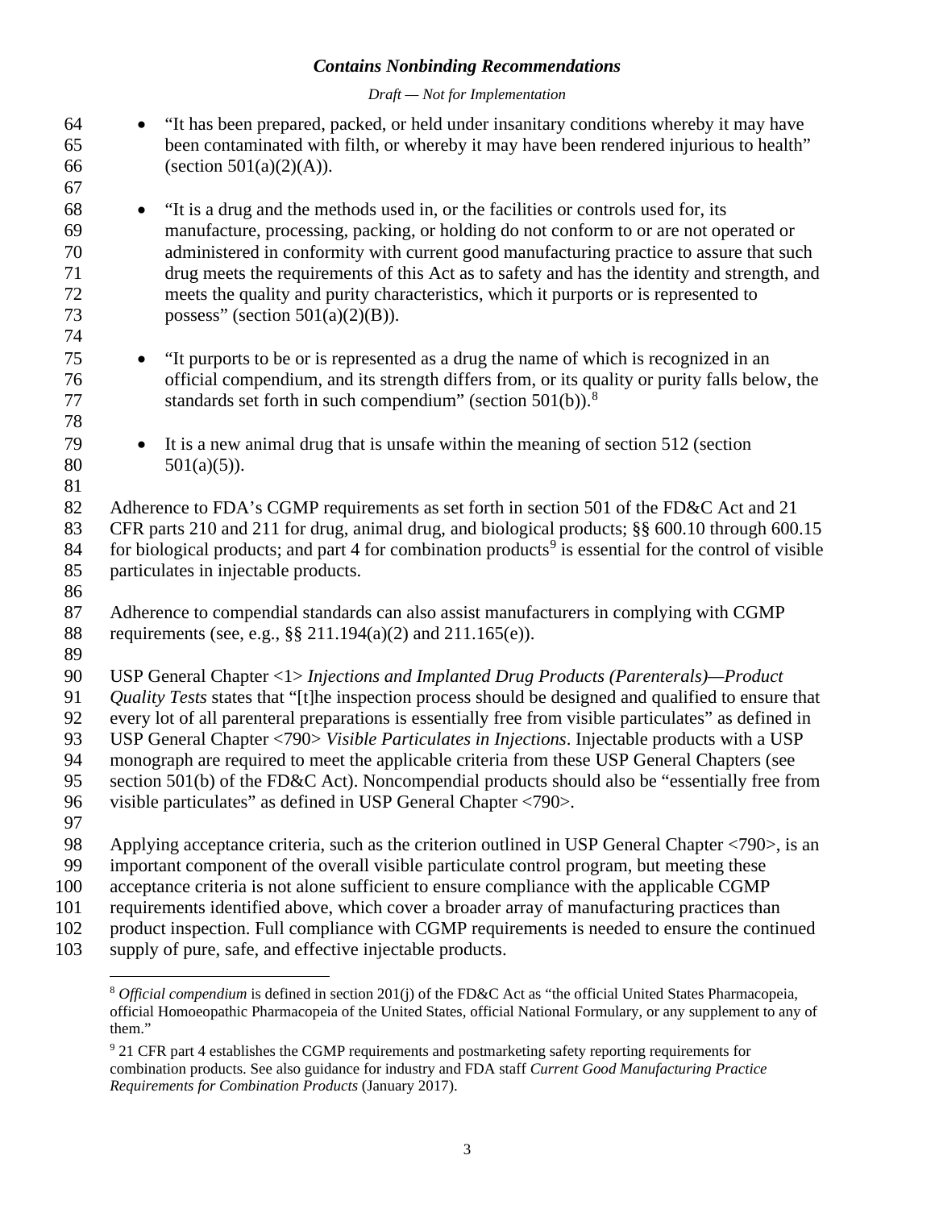- "It has been prepared, packed, or held under insanitary conditions whereby it may have been contaminated with filth, or whereby it may have been rendered injurious to health" (section 501(a)(2)(A)).

- "It is a drug and the methods used in, or the facilities or controls used for, its manufacture, processing, packing, or holding do not conform to or are not operated or administered in conformity with current good manufacturing practice to assure that such drug meets the requirements of this Act as to safety and has the identity and strength, and meets the quality and purity characteristics, which it purports or is represented to possess" (section 501(a)(2)(B)).

- "It purports to be or is represented as a drug the name of which is recognized in an official compendium, and its strength differs from, or its quality or purity falls below, the standards set forth in such compendium" (section 501(b)).[8]

- It is a new animal drug that is unsafe within the meaning of section 512 (section 501(a)(5)).

Adherence to FDA's CGMP requirements as set forth in section 501 of the FD&C Act and 21 CFR parts 210 and 211 for drug, animal drug, and biological products; §§ 600.10 through 600.15 for biological products; and part 4 for combination products[9] is essential for the control of visible particulates in injectable products.

Adherence to compendial standards can also assist manufacturers in complying with CGMP requirements (see, e.g., §§ 211.194(a)(2) and 211.165(e)).

USP General Chapter <1> *Injections and Implanted Drug Products (Parenterals)—Product Quality Tests* states that "[t]he inspection process should be designed and qualified to ensure that every lot of all parenteral preparations is essentially free from visible particulates" as defined in USP General Chapter <790> *Visible Particulates in Injections*. Injectable products with a USP monograph are required to meet the applicable criteria from these USP General Chapters (see section 501(b) of the FD&C Act). Noncompendial products should also be "essentially free from visible particulates" as defined in USP General Chapter <790>.

Applying acceptance criteria, such as the criterion outlined in USP General Chapter <790>, is an important component of the overall visible particulate control program, but meeting these acceptance criteria is not alone sufficient to ensure compliance with the applicable CGMP requirements identified above, which cover a broader array of manufacturing practices than product inspection. Full compliance with CGMP requirements is needed to ensure the continued supply of pure, safe, and effective injectable products.

---

[8] *Official compendium* is defined in section 201(j) of the FD&C Act as "the official United States Pharmacopeia, official Homoeopathic Pharmacopeia of the United States, official National Formulary, or any supplement to any of them."

[9] 21 CFR part 4 establishes the CGMP requirements and postmarketing safety reporting requirements for combination products. See also guidance for industry and FDA staff *Current Good Manufacturing Practice Requirements for Combination Products* (January 2017).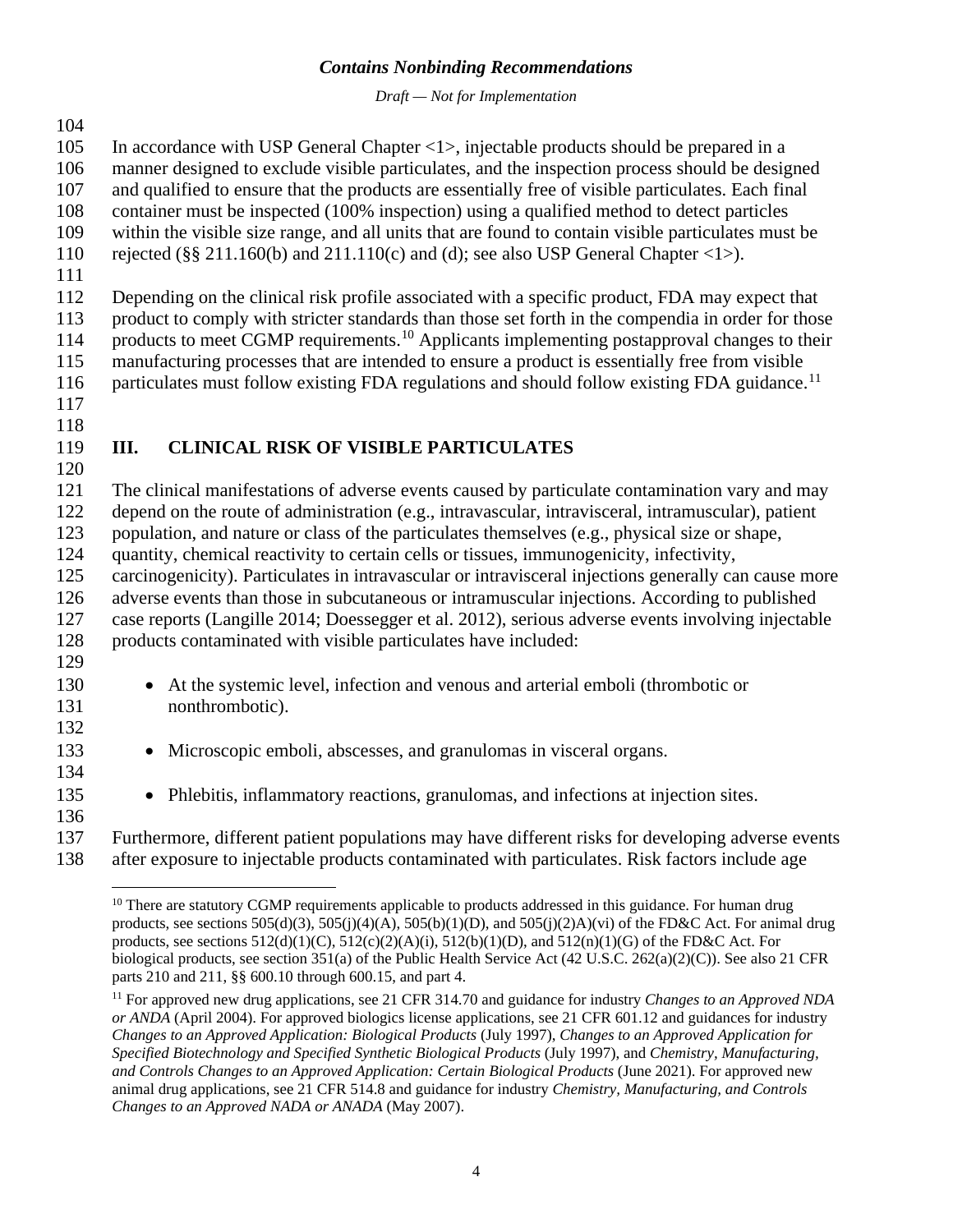In accordance with USP General Chapter <1>, injectable products should be prepared in a manner designed to exclude visible particulates, and the inspection process should be designed and qualified to ensure that the products are essentially free of visible particulates. Each final container must be inspected (100% inspection) using a qualified method to detect particles within the visible size range, and all units that are found to contain visible particulates must be rejected (§§ 211.160(b) and 211.110(c) and (d); see also USP General Chapter <1>).

Depending on the clinical risk profile associated with a specific product, FDA may expect that product to comply with stricter standards than those set forth in the compendia in order for those products to meet CGMP requirements.[10] Applicants implementing postapproval changes to their manufacturing processes that are intended to ensure a product is essentially free from visible particulates must follow existing FDA regulations and should follow existing FDA guidance.[11]

## III. CLINICAL RISK OF VISIBLE PARTICULATES

The clinical manifestations of adverse events caused by particulate contamination vary and may depend on the route of administration (e.g., intravascular, intravisceral, intramuscular), patient population, and nature or class of the particulates themselves (e.g., physical size or shape, quantity, chemical reactivity to certain cells or tissues, immunogenicity, infectivity, carcinogenicity). Particulates in intravascular or intravisceral injections generally can cause more adverse events than those in subcutaneous or intramuscular injections. According to published case reports (Langille 2014; Doessegger et al. 2012), serious adverse events involving injectable products contaminated with visible particulates have included:

- At the systemic level, infection and venous and arterial emboli (thrombotic or nonthrombotic).
- Microscopic emboli, abscesses, and granulomas in visceral organs.
- Phlebitis, inflammatory reactions, granulomas, and infections at injection sites.

Furthermore, different patient populations may have different risks for developing adverse events after exposure to injectable products contaminated with particulates. Risk factors include age

---

[10] There are statutory CGMP requirements applicable to products addressed in this guidance. For human drug products, see sections 505(d)(3), 505(j)(4)(A), 505(b)(1)(D), and 505(j)(2)A)(vi) of the FD&C Act. For animal drug products, see sections 512(d)(1)(C), 512(c)(2)(A)(i), 512(b)(1)(D), and 512(n)(1)(G) of the FD&C Act. For biological products, see section 351(a) of the Public Health Service Act (42 U.S.C. 262(a)(2)(C)). See also 21 CFR parts 210 and 211, §§ 600.10 through 600.15, and part 4.

[11] For approved new drug applications, see 21 CFR 314.70 and guidance for industry *Changes to an Approved NDA or ANDA* (April 2004). For approved biologics license applications, see 21 CFR 601.12 and guidances for industry *Changes to an Approved Application: Biological Products* (July 1997), *Changes to an Approved Application for Specified Biotechnology and Specified Synthetic Biological Products* (July 1997), and *Chemistry, Manufacturing, and Controls Changes to an Approved Application: Certain Biological Products* (June 2021). For approved new animal drug applications, see 21 CFR 514.8 and guidance for industry *Chemistry, Manufacturing, and Controls Changes to an Approved NADA or ANADA* (May 2007).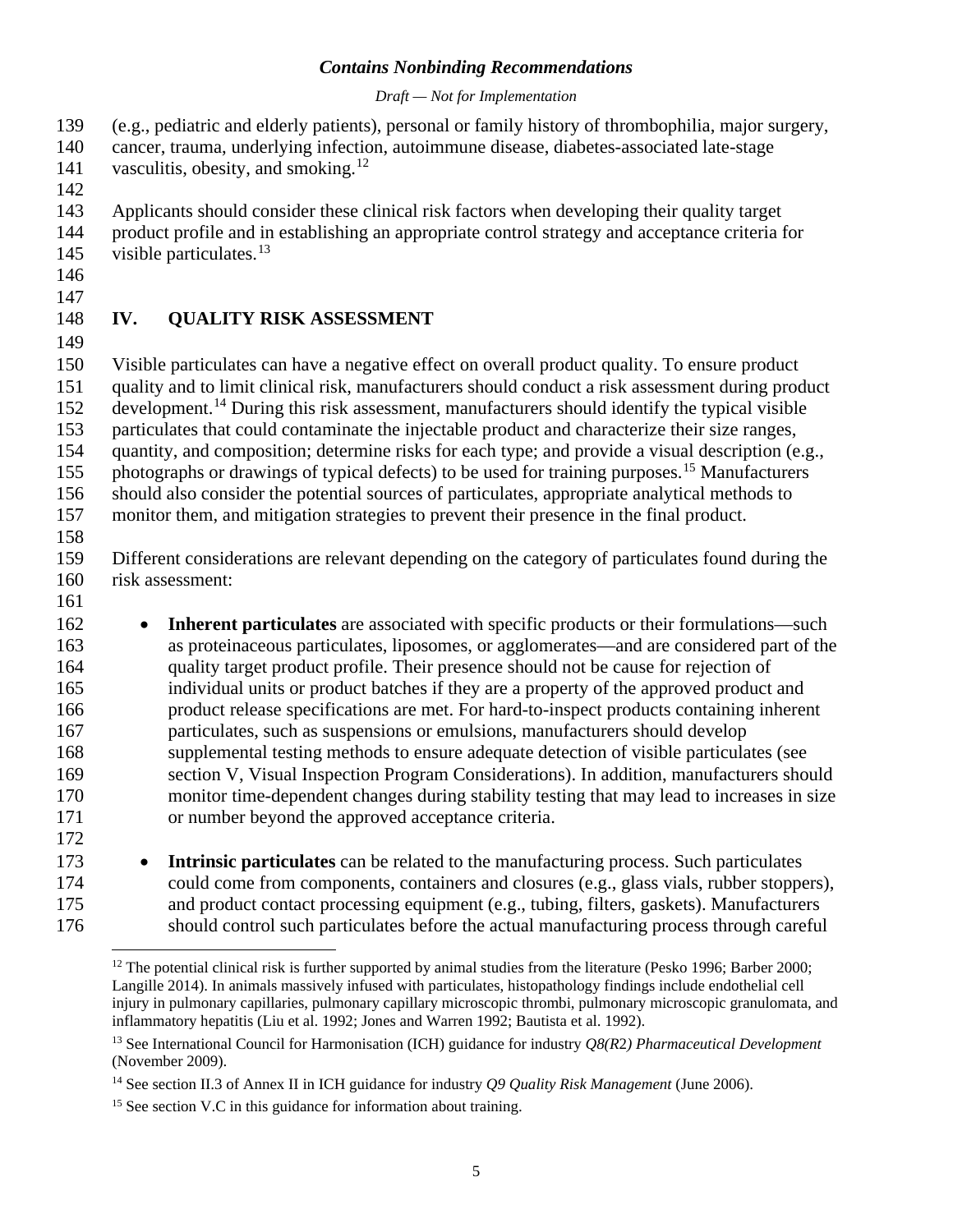(e.g., pediatric and elderly patients), personal or family history of thrombophilia, major surgery, cancer, trauma, underlying infection, autoimmune disease, diabetes-associated late-stage vasculitis, obesity, and smoking.[12]

Applicants should consider these clinical risk factors when developing their quality target product profile and in establishing an appropriate control strategy and acceptance criteria for visible particulates.[13]

# IV. QUALITY RISK ASSESSMENT

Visible particulates can have a negative effect on overall product quality. To ensure product quality and to limit clinical risk, manufacturers should conduct a risk assessment during product development.[14] During this risk assessment, manufacturers should identify the typical visible particulates that could contaminate the injectable product and characterize their size ranges, quantity, and composition; determine risks for each type; and provide a visual description (e.g., photographs or drawings of typical defects) to be used for training purposes.[15] Manufacturers should also consider the potential sources of particulates, appropriate analytical methods to monitor them, and mitigation strategies to prevent their presence in the final product.

Different considerations are relevant depending on the category of particulates found during the risk assessment:

- **Inherent particulates** are associated with specific products or their formulations—such as proteinaceous particulates, liposomes, or agglomerates—and are considered part of the quality target product profile. Their presence should not be cause for rejection of individual units or product batches if they are a property of the approved product and product release specifications are met. For hard-to-inspect products containing inherent particulates, such as suspensions or emulsions, manufacturers should develop supplemental testing methods to ensure adequate detection of visible particulates (see section V, Visual Inspection Program Considerations). In addition, manufacturers should monitor time-dependent changes during stability testing that may lead to increases in size or number beyond the approved acceptance criteria.

- **Intrinsic particulates** can be related to the manufacturing process. Such particulates could come from components, containers and closures (e.g., glass vials, rubber stoppers), and product contact processing equipment (e.g., tubing, filters, gaskets). Manufacturers should control such particulates before the actual manufacturing process through careful

---

[12] The potential clinical risk is further supported by animal studies from the literature (Pesko 1996; Barber 2000; Langille 2014). In animals massively infused with particulates, histopathology findings include endothelial cell injury in pulmonary capillaries, pulmonary capillary microscopic thrombi, pulmonary microscopic granulomata, and inflammatory hepatitis (Liu et al. 1992; Jones and Warren 1992; Bautista et al. 1992).

[13] See International Council for Harmonisation (ICH) guidance for industry *Q8(R2) Pharmaceutical Development* (November 2009).

[14] See section II.3 of Annex II in ICH guidance for industry *Q9 Quality Risk Management* (June 2006).

[15] See section V.C in this guidance for information about training.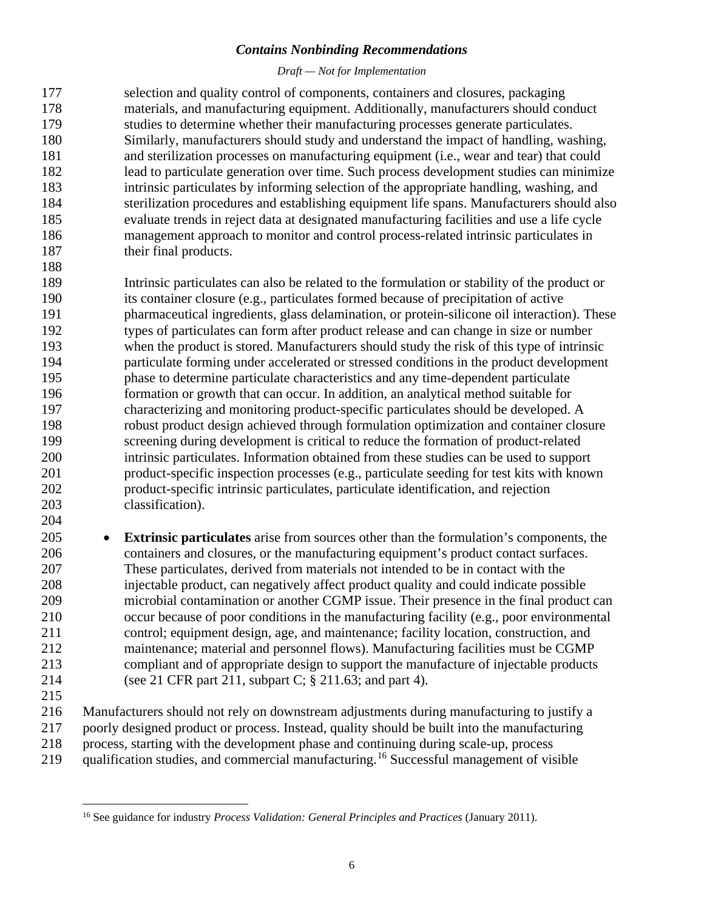selection and quality control of components, containers and closures, packaging materials, and manufacturing equipment. Additionally, manufacturers should conduct studies to determine whether their manufacturing processes generate particulates. Similarly, manufacturers should study and understand the impact of handling, washing, and sterilization processes on manufacturing equipment (i.e., wear and tear) that could lead to particulate generation over time. Such process development studies can minimize intrinsic particulates by informing selection of the appropriate handling, washing, and sterilization procedures and establishing equipment life spans. Manufacturers should also evaluate trends in reject data at designated manufacturing facilities and use a life cycle management approach to monitor and control process-related intrinsic particulates in their final products.

Intrinsic particulates can also be related to the formulation or stability of the product or its container closure (e.g., particulates formed because of precipitation of active pharmaceutical ingredients, glass delamination, or protein-silicone oil interaction). These types of particulates can form after product release and can change in size or number when the product is stored. Manufacturers should study the risk of this type of intrinsic particulate forming under accelerated or stressed conditions in the product development phase to determine particulate characteristics and any time-dependent particulate formation or growth that can occur. In addition, an analytical method suitable for characterizing and monitoring product-specific particulates should be developed. A robust product design achieved through formulation optimization and container closure screening during development is critical to reduce the formation of product-related intrinsic particulates. Information obtained from these studies can be used to support product-specific inspection processes (e.g., particulate seeding for test kits with known product-specific intrinsic particulates, particulate identification, and rejection classification).

- **Extrinsic particulates** arise from sources other than the formulation's components, the containers and closures, or the manufacturing equipment's product contact surfaces. These particulates, derived from materials not intended to be in contact with the injectable product, can negatively affect product quality and could indicate possible microbial contamination or another CGMP issue. Their presence in the final product can occur because of poor conditions in the manufacturing facility (e.g., poor environmental control; equipment design, age, and maintenance; facility location, construction, and maintenance; material and personnel flows). Manufacturing facilities must be CGMP compliant and of appropriate design to support the manufacture of injectable products (see 21 CFR part 211, subpart C; § 211.63; and part 4).

Manufacturers should not rely on downstream adjustments during manufacturing to justify a poorly designed product or process. Instead, quality should be built into the manufacturing process, starting with the development phase and continuing during scale-up, process qualification studies, and commercial manufacturing.[16] Successful management of visible

[16] See guidance for industry *Process Validation: General Principles and Practices* (January 2011).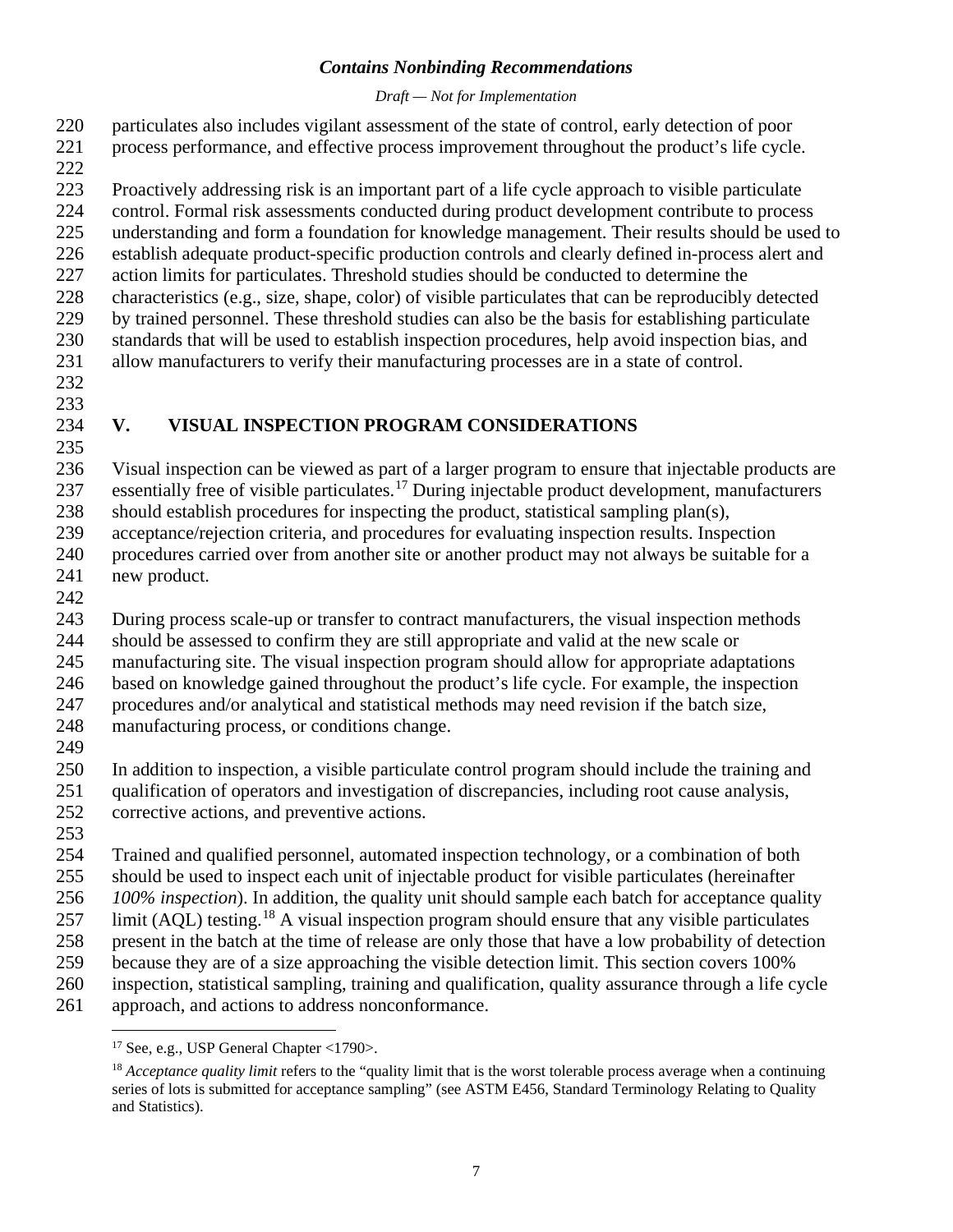particulates also includes vigilant assessment of the state of control, early detection of poor process performance, and effective process improvement throughout the product's life cycle.

Proactively addressing risk is an important part of a life cycle approach to visible particulate control. Formal risk assessments conducted during product development contribute to process understanding and form a foundation for knowledge management. Their results should be used to establish adequate product-specific production controls and clearly defined in-process alert and action limits for particulates. Threshold studies should be conducted to determine the characteristics (e.g., size, shape, color) of visible particulates that can be reproducibly detected by trained personnel. These threshold studies can also be the basis for establishing particulate standards that will be used to establish inspection procedures, help avoid inspection bias, and allow manufacturers to verify their manufacturing processes are in a state of control.

## V. VISUAL INSPECTION PROGRAM CONSIDERATIONS

Visual inspection can be viewed as part of a larger program to ensure that injectable products are essentially free of visible particulates.[17] During injectable product development, manufacturers should establish procedures for inspecting the product, statistical sampling plan(s), acceptance/rejection criteria, and procedures for evaluating inspection results. Inspection procedures carried over from another site or another product may not always be suitable for a new product.

During process scale-up or transfer to contract manufacturers, the visual inspection methods should be assessed to confirm they are still appropriate and valid at the new scale or manufacturing site. The visual inspection program should allow for appropriate adaptations based on knowledge gained throughout the product's life cycle. For example, the inspection procedures and/or analytical and statistical methods may need revision if the batch size, manufacturing process, or conditions change.

In addition to inspection, a visible particulate control program should include the training and qualification of operators and investigation of discrepancies, including root cause analysis, corrective actions, and preventive actions.

Trained and qualified personnel, automated inspection technology, or a combination of both should be used to inspect each unit of injectable product for visible particulates (hereinafter *100% inspection*). In addition, the quality unit should sample each batch for acceptance quality limit (AQL) testing.[18] A visual inspection program should ensure that any visible particulates present in the batch at the time of release are only those that have a low probability of detection because they are of a size approaching the visible detection limit. This section covers 100% inspection, statistical sampling, training and qualification, quality assurance through a life cycle approach, and actions to address nonconformance.

---

[17] See, e.g., USP General Chapter <1790>.

[18] *Acceptance quality limit* refers to the "quality limit that is the worst tolerable process average when a continuing series of lots is submitted for acceptance sampling" (see ASTM E456, Standard Terminology Relating to Quality and Statistics).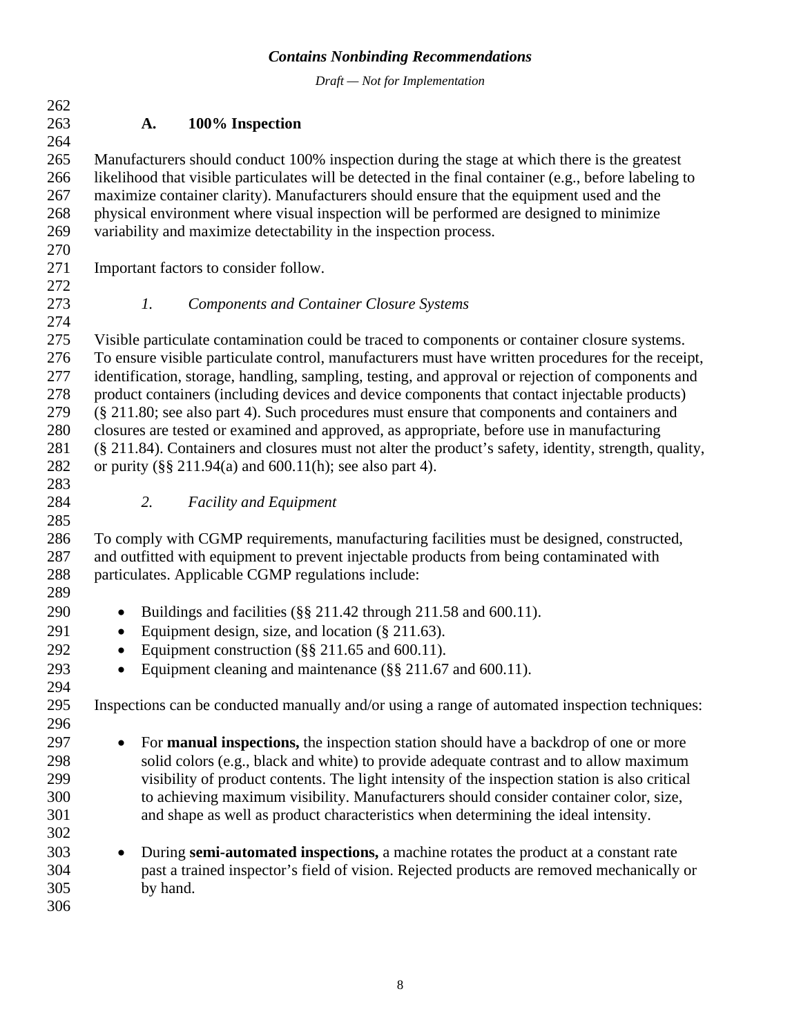### A. 100% Inspection

Manufacturers should conduct 100% inspection during the stage at which there is the greatest likelihood that visible particulates will be detected in the final container (e.g., before labeling to maximize container clarity). Manufacturers should ensure that the equipment used and the physical environment where visual inspection will be performed are designed to minimize variability and maximize detectability in the inspection process.

Important factors to consider follow.

#### *1. Components and Container Closure Systems*

Visible particulate contamination could be traced to components or container closure systems. To ensure visible particulate control, manufacturers must have written procedures for the receipt, identification, storage, handling, sampling, testing, and approval or rejection of components and product containers (including devices and device components that contact injectable products) (§ 211.80; see also part 4). Such procedures must ensure that components and containers and closures are tested or examined and approved, as appropriate, before use in manufacturing (§ 211.84). Containers and closures must not alter the product's safety, identity, strength, quality, or purity (§§ 211.94(a) and 600.11(h); see also part 4).

#### *2. Facility and Equipment*

To comply with CGMP requirements, manufacturing facilities must be designed, constructed, and outfitted with equipment to prevent injectable products from being contaminated with particulates. Applicable CGMP regulations include:

- Buildings and facilities (§§ 211.42 through 211.58 and 600.11).
- Equipment design, size, and location (§ 211.63).
- Equipment construction (§§ 211.65 and 600.11).
- Equipment cleaning and maintenance (§§ 211.67 and 600.11).

Inspections can be conducted manually and/or using a range of automated inspection techniques:

- For **manual inspections,** the inspection station should have a backdrop of one or more solid colors (e.g., black and white) to provide adequate contrast and to allow maximum visibility of product contents. The light intensity of the inspection station is also critical to achieving maximum visibility. Manufacturers should consider container color, size, and shape as well as product characteristics when determining the ideal intensity.

- During **semi-automated inspections,** a machine rotates the product at a constant rate past a trained inspector's field of vision. Rejected products are removed mechanically or by hand.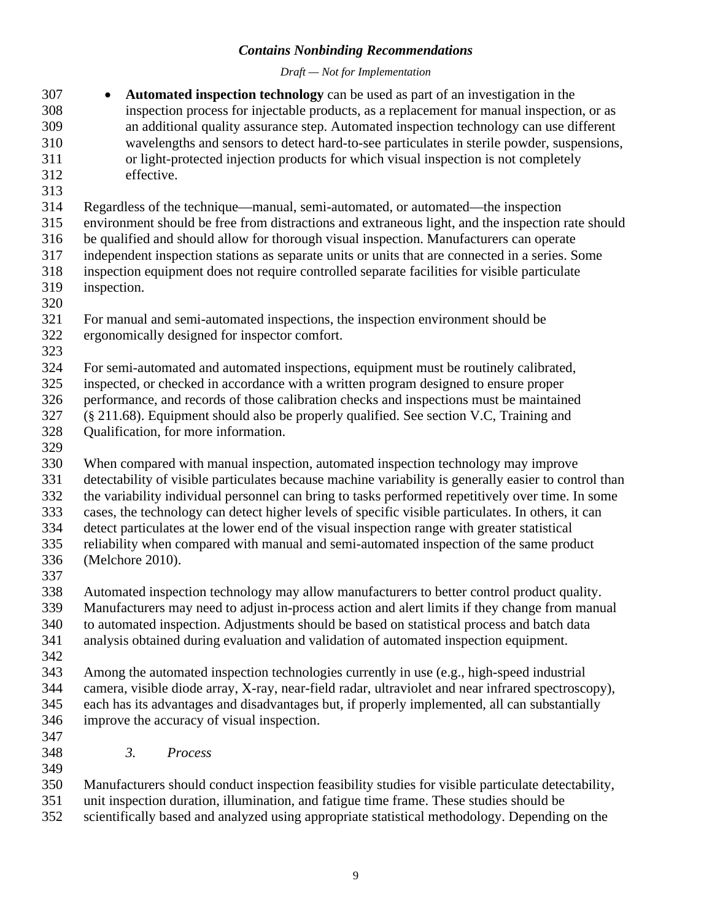- **Automated inspection technology** can be used as part of an investigation in the inspection process for injectable products, as a replacement for manual inspection, or as an additional quality assurance step. Automated inspection technology can use different wavelengths and sensors to detect hard-to-see particulates in sterile powder, suspensions, or light-protected injection products for which visual inspection is not completely effective.

Regardless of the technique—manual, semi-automated, or automated—the inspection environment should be free from distractions and extraneous light, and the inspection rate should be qualified and should allow for thorough visual inspection. Manufacturers can operate independent inspection stations as separate units or units that are connected in a series. Some inspection equipment does not require controlled separate facilities for visible particulate inspection.

For manual and semi-automated inspections, the inspection environment should be ergonomically designed for inspector comfort.

For semi-automated and automated inspections, equipment must be routinely calibrated, inspected, or checked in accordance with a written program designed to ensure proper performance, and records of those calibration checks and inspections must be maintained (§ 211.68). Equipment should also be properly qualified. See section V.C, Training and Qualification, for more information.

When compared with manual inspection, automated inspection technology may improve detectability of visible particulates because machine variability is generally easier to control than the variability individual personnel can bring to tasks performed repetitively over time. In some cases, the technology can detect higher levels of specific visible particulates. In others, it can detect particulates at the lower end of the visual inspection range with greater statistical reliability when compared with manual and semi-automated inspection of the same product (Melchore 2010).

Automated inspection technology may allow manufacturers to better control product quality. Manufacturers may need to adjust in-process action and alert limits if they change from manual to automated inspection. Adjustments should be based on statistical process and batch data analysis obtained during evaluation and validation of automated inspection equipment.

Among the automated inspection technologies currently in use (e.g., high-speed industrial camera, visible diode array, X-ray, near-field radar, ultraviolet and near infrared spectroscopy), each has its advantages and disadvantages but, if properly implemented, all can substantially improve the accuracy of visual inspection.

#### *3. Process*

Manufacturers should conduct inspection feasibility studies for visible particulate detectability, unit inspection duration, illumination, and fatigue time frame. These studies should be scientifically based and analyzed using appropriate statistical methodology. Depending on the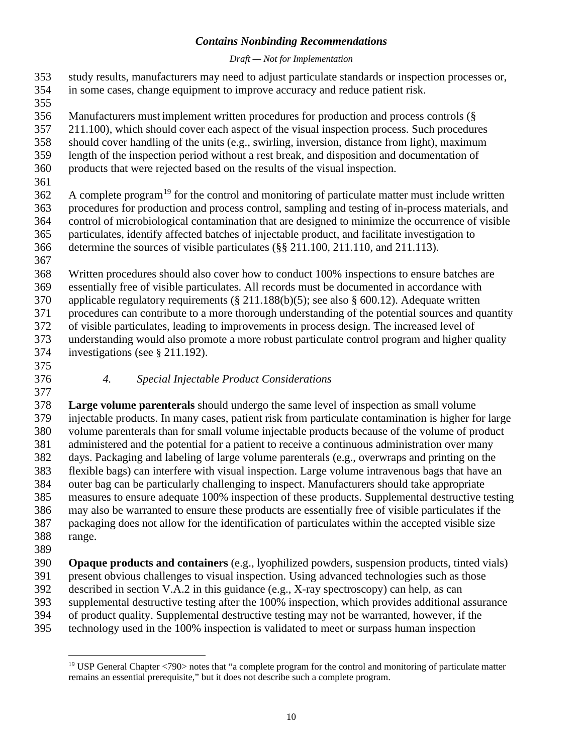study results, manufacturers may need to adjust particulate standards or inspection processes or, in some cases, change equipment to improve accuracy and reduce patient risk.

Manufacturers must implement written procedures for production and process controls (§ 211.100), which should cover each aspect of the visual inspection process. Such procedures should cover handling of the units (e.g., swirling, inversion, distance from light), maximum length of the inspection period without a rest break, and disposition and documentation of products that were rejected based on the results of the visual inspection.

A complete program[19] for the control and monitoring of particulate matter must include written procedures for production and process control, sampling and testing of in-process materials, and control of microbiological contamination that are designed to minimize the occurrence of visible particulates, identify affected batches of injectable product, and facilitate investigation to determine the sources of visible particulates (§§ 211.100, 211.110, and 211.113).

Written procedures should also cover how to conduct 100% inspections to ensure batches are essentially free of visible particulates. All records must be documented in accordance with applicable regulatory requirements (§ 211.188(b)(5); see also § 600.12). Adequate written procedures can contribute to a more thorough understanding of the potential sources and quantity of visible particulates, leading to improvements in process design. The increased level of understanding would also promote a more robust particulate control program and higher quality investigations (see § 211.192).

#### *4. Special Injectable Product Considerations*

**Large volume parenterals** should undergo the same level of inspection as small volume injectable products. In many cases, patient risk from particulate contamination is higher for large volume parenterals than for small volume injectable products because of the volume of product administered and the potential for a patient to receive a continuous administration over many days. Packaging and labeling of large volume parenterals (e.g., overwraps and printing on the flexible bags) can interfere with visual inspection. Large volume intravenous bags that have an outer bag can be particularly challenging to inspect. Manufacturers should take appropriate measures to ensure adequate 100% inspection of these products. Supplemental destructive testing may also be warranted to ensure these products are essentially free of visible particulates if the packaging does not allow for the identification of particulates within the accepted visible size range.

**Opaque products and containers** (e.g., lyophilized powders, suspension products, tinted vials) present obvious challenges to visual inspection. Using advanced technologies such as those described in section V.A.2 in this guidance (e.g., X-ray spectroscopy) can help, as can supplemental destructive testing after the 100% inspection, which provides additional assurance of product quality. Supplemental destructive testing may not be warranted, however, if the technology used in the 100% inspection is validated to meet or surpass human inspection

---

[19] USP General Chapter <790> notes that "a complete program for the control and monitoring of particulate matter remains an essential prerequisite," but it does not describe such a complete program.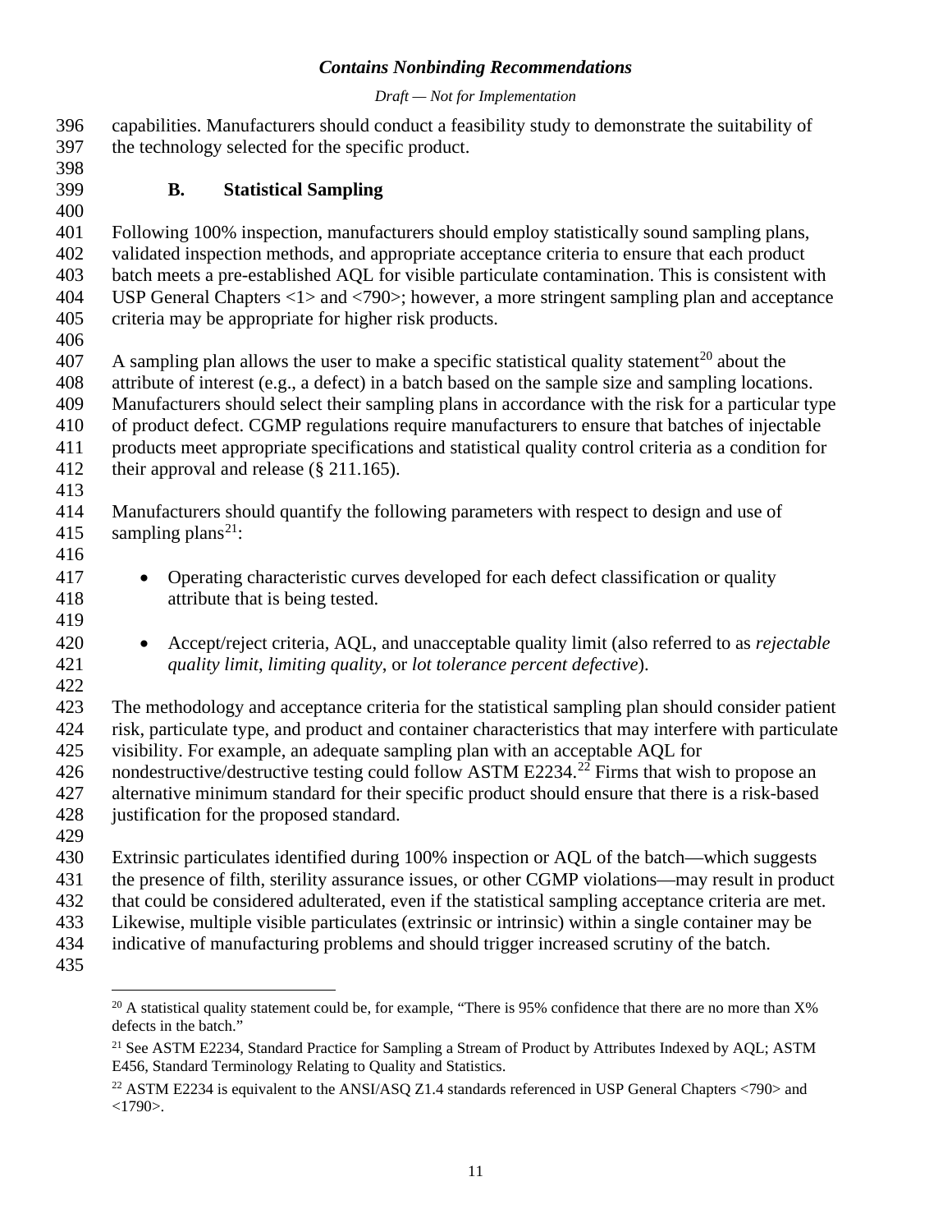capabilities. Manufacturers should conduct a feasibility study to demonstrate the suitability of the technology selected for the specific product.

### B. Statistical Sampling

Following 100% inspection, manufacturers should employ statistically sound sampling plans, validated inspection methods, and appropriate acceptance criteria to ensure that each product batch meets a pre-established AQL for visible particulate contamination. This is consistent with USP General Chapters <1> and <790>; however, a more stringent sampling plan and acceptance criteria may be appropriate for higher risk products.

A sampling plan allows the user to make a specific statistical quality statement[20] about the attribute of interest (e.g., a defect) in a batch based on the sample size and sampling locations. Manufacturers should select their sampling plans in accordance with the risk for a particular type of product defect. CGMP regulations require manufacturers to ensure that batches of injectable products meet appropriate specifications and statistical quality control criteria as a condition for their approval and release (§ 211.165).

Manufacturers should quantify the following parameters with respect to design and use of sampling plans[21]:

- Operating characteristic curves developed for each defect classification or quality attribute that is being tested.

- Accept/reject criteria, AQL, and unacceptable quality limit (also referred to as *rejectable quality limit*, *limiting quality*, or *lot tolerance percent defective*).

The methodology and acceptance criteria for the statistical sampling plan should consider patient risk, particulate type, and product and container characteristics that may interfere with particulate visibility. For example, an adequate sampling plan with an acceptable AQL for nondestructive/destructive testing could follow ASTM E2234.[22] Firms that wish to propose an alternative minimum standard for their specific product should ensure that there is a risk-based justification for the proposed standard.

Extrinsic particulates identified during 100% inspection or AQL of the batch—which suggests the presence of filth, sterility assurance issues, or other CGMP violations—may result in product that could be considered adulterated, even if the statistical sampling acceptance criteria are met. Likewise, multiple visible particulates (extrinsic or intrinsic) within a single container may be indicative of manufacturing problems and should trigger increased scrutiny of the batch.

---

[20] A statistical quality statement could be, for example, "There is 95% confidence that there are no more than X% defects in the batch."

[21] See ASTM E2234, Standard Practice for Sampling a Stream of Product by Attributes Indexed by AQL; ASTM E456, Standard Terminology Relating to Quality and Statistics.

[22] ASTM E2234 is equivalent to the ANSI/ASQ Z1.4 standards referenced in USP General Chapters <790> and <1790>.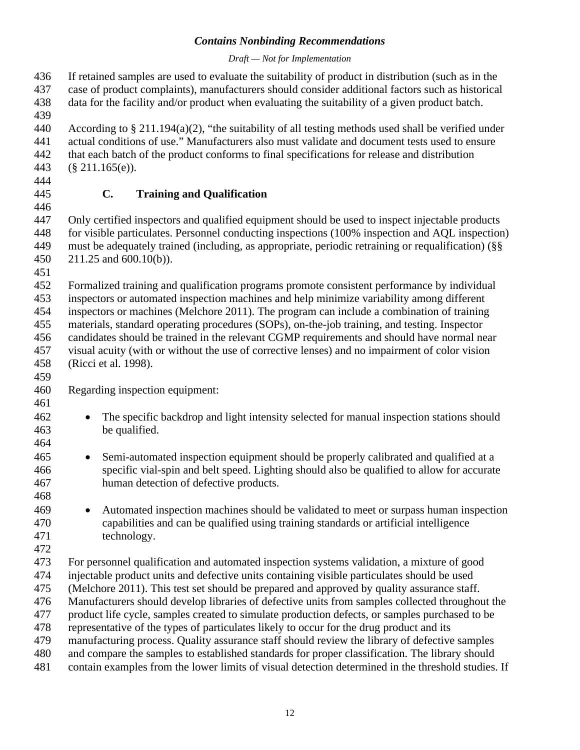If retained samples are used to evaluate the suitability of product in distribution (such as in the case of product complaints), manufacturers should consider additional factors such as historical data for the facility and/or product when evaluating the suitability of a given product batch.

According to § 211.194(a)(2), "the suitability of all testing methods used shall be verified under actual conditions of use." Manufacturers also must validate and document tests used to ensure that each batch of the product conforms to final specifications for release and distribution (§ 211.165(e)).

### C. Training and Qualification

Only certified inspectors and qualified equipment should be used to inspect injectable products for visible particulates. Personnel conducting inspections (100% inspection and AQL inspection) must be adequately trained (including, as appropriate, periodic retraining or requalification) (§§ 211.25 and 600.10(b)).

Formalized training and qualification programs promote consistent performance by individual inspectors or automated inspection machines and help minimize variability among different inspectors or machines (Melchore 2011). The program can include a combination of training materials, standard operating procedures (SOPs), on-the-job training, and testing. Inspector candidates should be trained in the relevant CGMP requirements and should have normal near visual acuity (with or without the use of corrective lenses) and no impairment of color vision (Ricci et al. 1998).

Regarding inspection equipment:

- The specific backdrop and light intensity selected for manual inspection stations should be qualified.
- Semi-automated inspection equipment should be properly calibrated and qualified at a specific vial-spin and belt speed. Lighting should also be qualified to allow for accurate human detection of defective products.
- Automated inspection machines should be validated to meet or surpass human inspection capabilities and can be qualified using training standards or artificial intelligence technology.

For personnel qualification and automated inspection systems validation, a mixture of good injectable product units and defective units containing visible particulates should be used (Melchore 2011). This test set should be prepared and approved by quality assurance staff. Manufacturers should develop libraries of defective units from samples collected throughout the product life cycle, samples created to simulate production defects, or samples purchased to be representative of the types of particulates likely to occur for the drug product and its manufacturing process. Quality assurance staff should review the library of defective samples and compare the samples to established standards for proper classification. The library should contain examples from the lower limits of visual detection determined in the threshold studies. If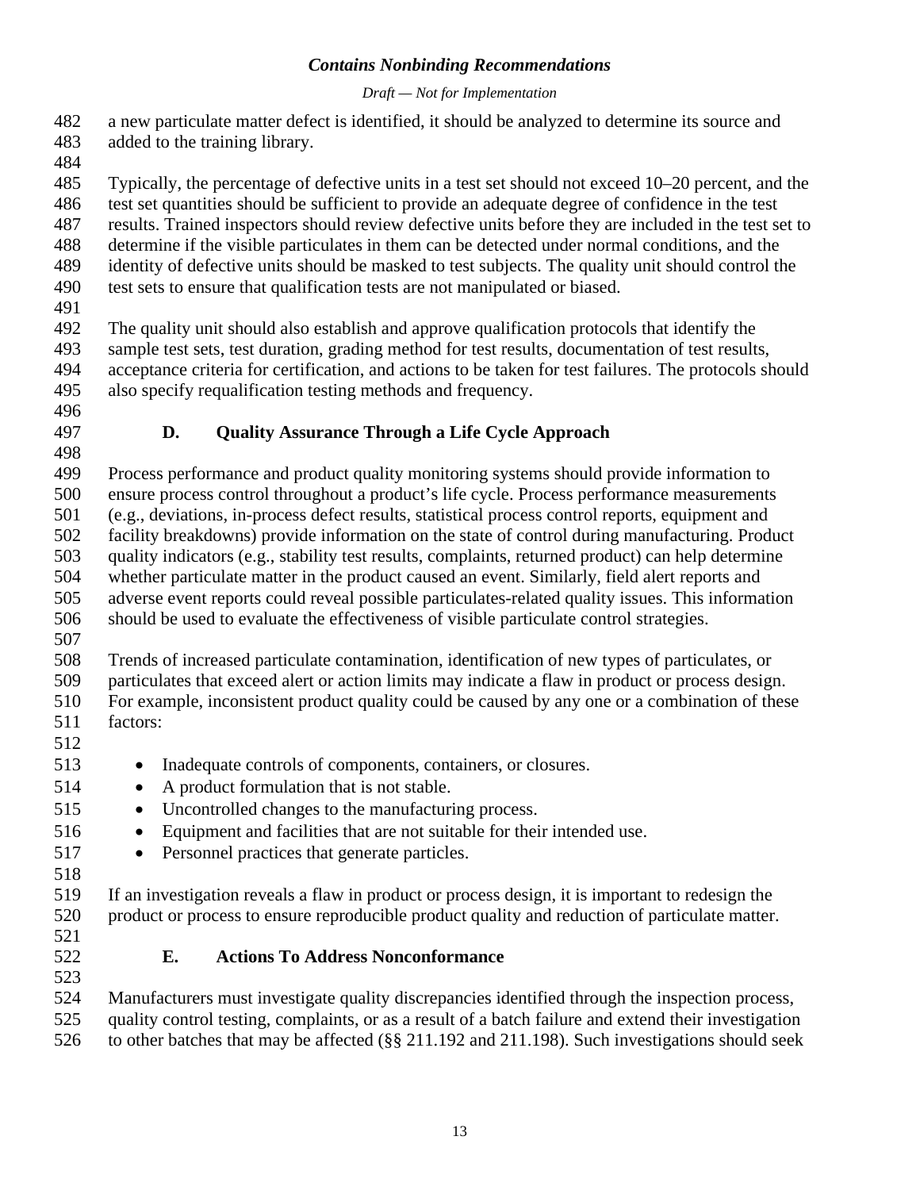a new particulate matter defect is identified, it should be analyzed to determine its source and added to the training library.

Typically, the percentage of defective units in a test set should not exceed 10–20 percent, and the test set quantities should be sufficient to provide an adequate degree of confidence in the test results. Trained inspectors should review defective units before they are included in the test set to determine if the visible particulates in them can be detected under normal conditions, and the identity of defective units should be masked to test subjects. The quality unit should control the test sets to ensure that qualification tests are not manipulated or biased.

The quality unit should also establish and approve qualification protocols that identify the sample test sets, test duration, grading method for test results, documentation of test results, acceptance criteria for certification, and actions to be taken for test failures. The protocols should also specify requalification testing methods and frequency.

### D. Quality Assurance Through a Life Cycle Approach

Process performance and product quality monitoring systems should provide information to ensure process control throughout a product's life cycle. Process performance measurements (e.g., deviations, in-process defect results, statistical process control reports, equipment and facility breakdowns) provide information on the state of control during manufacturing. Product quality indicators (e.g., stability test results, complaints, returned product) can help determine whether particulate matter in the product caused an event. Similarly, field alert reports and adverse event reports could reveal possible particulates-related quality issues. This information should be used to evaluate the effectiveness of visible particulate control strategies.

Trends of increased particulate contamination, identification of new types of particulates, or particulates that exceed alert or action limits may indicate a flaw in product or process design. For example, inconsistent product quality could be caused by any one or a combination of these factors:

- Inadequate controls of components, containers, or closures.
- A product formulation that is not stable.
- Uncontrolled changes to the manufacturing process.
- Equipment and facilities that are not suitable for their intended use.
- Personnel practices that generate particles.

If an investigation reveals a flaw in product or process design, it is important to redesign the product or process to ensure reproducible product quality and reduction of particulate matter.

### E. Actions To Address Nonconformance

Manufacturers must investigate quality discrepancies identified through the inspection process, quality control testing, complaints, or as a result of a batch failure and extend their investigation to other batches that may be affected (§§ 211.192 and 211.198). Such investigations should seek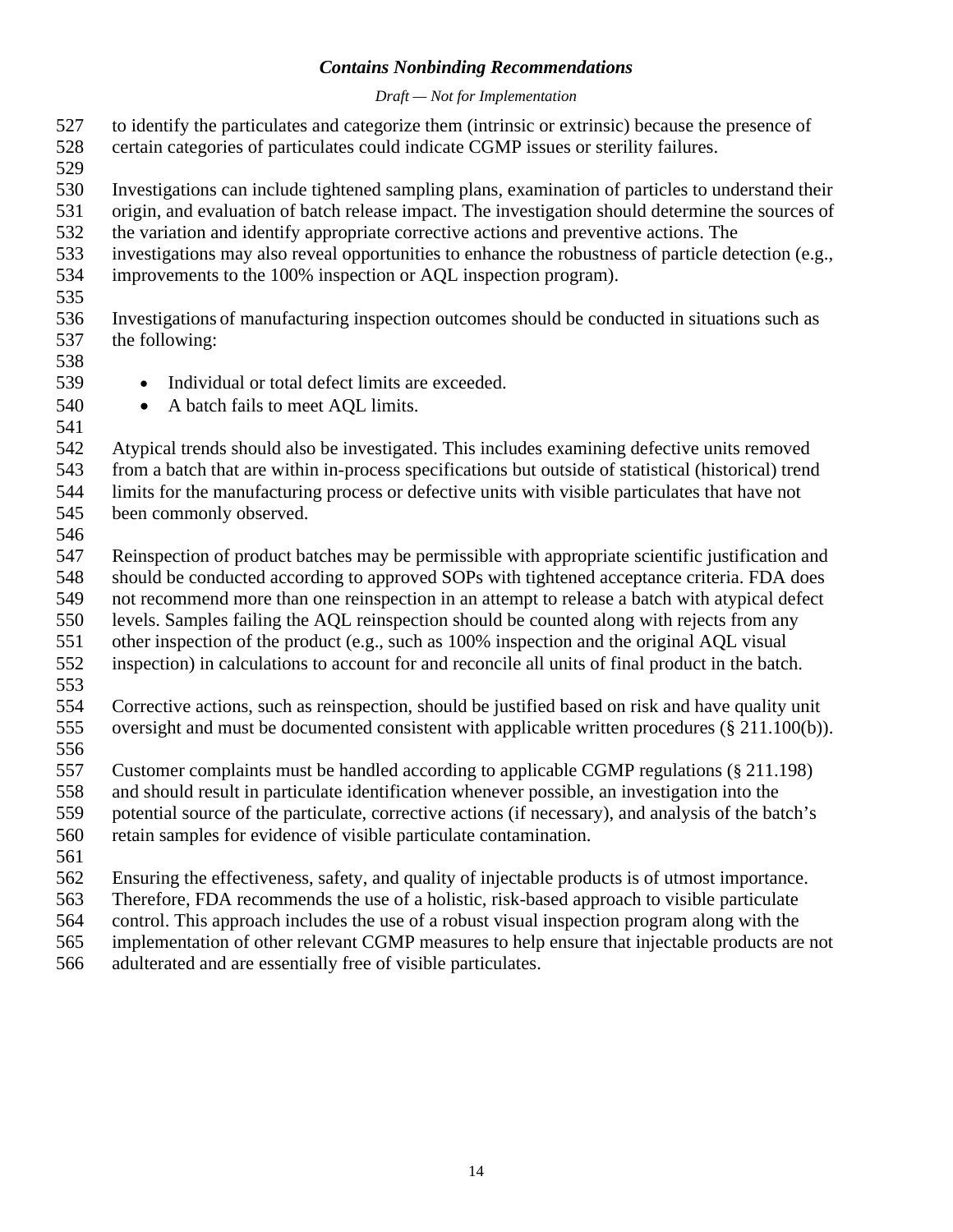to identify the particulates and categorize them (intrinsic or extrinsic) because the presence of certain categories of particulates could indicate CGMP issues or sterility failures.

Investigations can include tightened sampling plans, examination of particles to understand their origin, and evaluation of batch release impact. The investigation should determine the sources of the variation and identify appropriate corrective actions and preventive actions. The investigations may also reveal opportunities to enhance the robustness of particle detection (e.g., improvements to the 100% inspection or AQL inspection program).

Investigations of manufacturing inspection outcomes should be conducted in situations such as the following:

- Individual or total defect limits are exceeded.
- A batch fails to meet AQL limits.

Atypical trends should also be investigated. This includes examining defective units removed from a batch that are within in-process specifications but outside of statistical (historical) trend limits for the manufacturing process or defective units with visible particulates that have not been commonly observed.

Reinspection of product batches may be permissible with appropriate scientific justification and should be conducted according to approved SOPs with tightened acceptance criteria. FDA does not recommend more than one reinspection in an attempt to release a batch with atypical defect levels. Samples failing the AQL reinspection should be counted along with rejects from any other inspection of the product (e.g., such as 100% inspection and the original AQL visual inspection) in calculations to account for and reconcile all units of final product in the batch.

Corrective actions, such as reinspection, should be justified based on risk and have quality unit oversight and must be documented consistent with applicable written procedures (§ 211.100(b)).

Customer complaints must be handled according to applicable CGMP regulations (§ 211.198) and should result in particulate identification whenever possible, an investigation into the potential source of the particulate, corrective actions (if necessary), and analysis of the batch's retain samples for evidence of visible particulate contamination.

Ensuring the effectiveness, safety, and quality of injectable products is of utmost importance. Therefore, FDA recommends the use of a holistic, risk-based approach to visible particulate control. This approach includes the use of a robust visual inspection program along with the implementation of other relevant CGMP measures to help ensure that injectable products are not adulterated and are essentially free of visible particulates.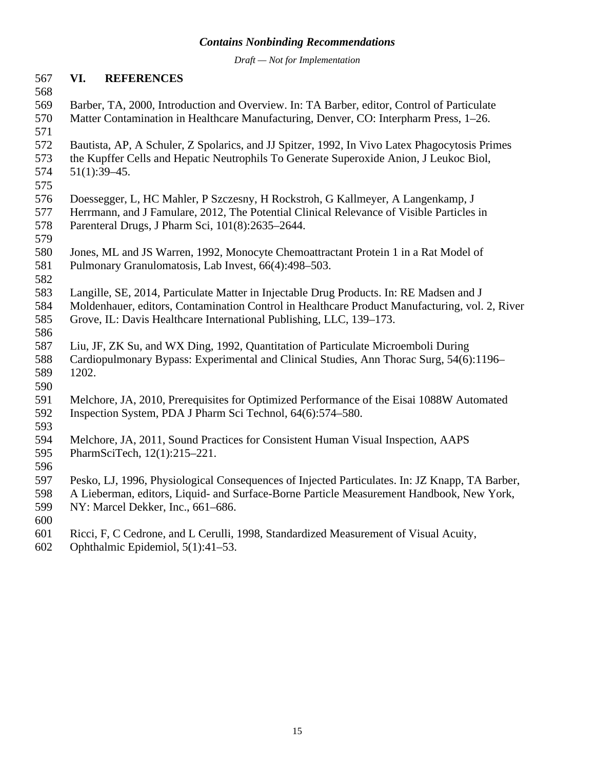## VI. REFERENCES

Barber, TA, 2000, Introduction and Overview. In: TA Barber, editor, Control of Particulate Matter Contamination in Healthcare Manufacturing, Denver, CO: Interpharm Press, 1–26.

Bautista, AP, A Schuler, Z Spolarics, and JJ Spitzer, 1992, In Vivo Latex Phagocytosis Primes the Kupffer Cells and Hepatic Neutrophils To Generate Superoxide Anion, J Leukoc Biol, 51(1):39–45.

Doessegger, L, HC Mahler, P Szczesny, H Rockstroh, G Kallmeyer, A Langenkamp, J Herrmann, and J Famulare, 2012, The Potential Clinical Relevance of Visible Particles in Parenteral Drugs, J Pharm Sci, 101(8):2635–2644.

Jones, ML and JS Warren, 1992, Monocyte Chemoattractant Protein 1 in a Rat Model of Pulmonary Granulomatosis, Lab Invest, 66(4):498–503.

Langille, SE, 2014, Particulate Matter in Injectable Drug Products. In: RE Madsen and J Moldenhauer, editors, Contamination Control in Healthcare Product Manufacturing, vol. 2, River Grove, IL: Davis Healthcare International Publishing, LLC, 139–173.

Liu, JF, ZK Su, and WX Ding, 1992, Quantitation of Particulate Microemboli During Cardiopulmonary Bypass: Experimental and Clinical Studies, Ann Thorac Surg, 54(6):1196–1202.

Melchore, JA, 2010, Prerequisites for Optimized Performance of the Eisai 1088W Automated Inspection System, PDA J Pharm Sci Technol, 64(6):574–580.

Melchore, JA, 2011, Sound Practices for Consistent Human Visual Inspection, AAPS PharmSciTech, 12(1):215–221.

Pesko, LJ, 1996, Physiological Consequences of Injected Particulates. In: JZ Knapp, TA Barber, A Lieberman, editors, Liquid- and Surface-Borne Particle Measurement Handbook, New York, NY: Marcel Dekker, Inc., 661–686.

Ricci, F, C Cedrone, and L Cerulli, 1998, Standardized Measurement of Visual Acuity, Ophthalmic Epidemiol, 5(1):41–53.